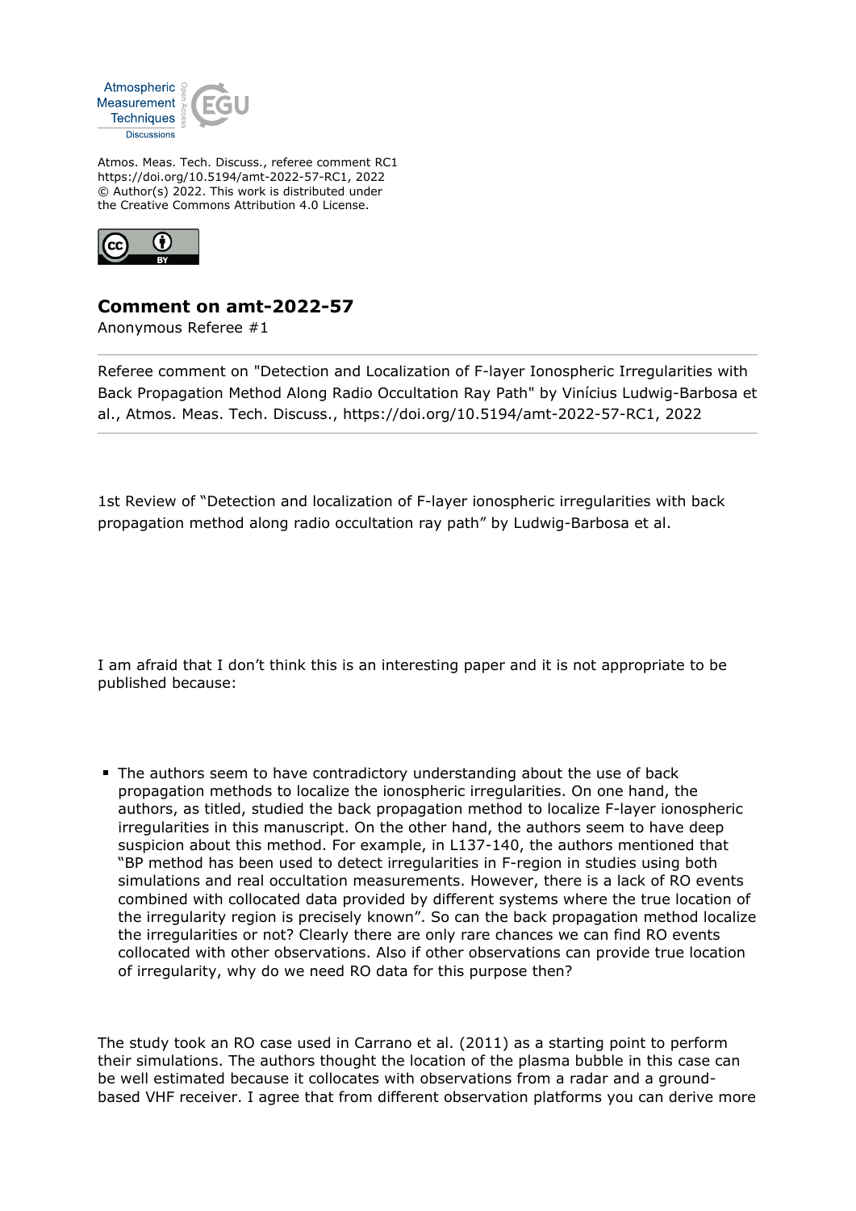Atmos. Meas. Tech. Discuss., referee comment RC1
https://doi.org/10.5194/amt-2022-57-RC1, 2022
© Author(s) 2022. This work is distributed under
the Creative Commons Attribution 4.0 License.

## Comment on amt-2022-57

Anonymous Referee #1

Referee comment on "Detection and Localization of F-layer Ionospheric Irregularities with Back Propagation Method Along Radio Occultation Ray Path" by Vinícius Ludwig-Barbosa et al., Atmos. Meas. Tech. Discuss., https://doi.org/10.5194/amt-2022-57-RC1, 2022

---

1st Review of "Detection and localization of F-layer ionospheric irregularities with back propagation method along radio occultation ray path" by Ludwig-Barbosa et al.

I am afraid that I don't think this is an interesting paper and it is not appropriate to be published because:

- The authors seem to have contradictory understanding about the use of back propagation methods to localize the ionospheric irregularities. On one hand, the authors, as titled, studied the back propagation method to localize F-layer ionospheric irregularities in this manuscript. On the other hand, the authors seem to have deep suspicion about this method. For example, in L137-140, the authors mentioned that "BP method has been used to detect irregularities in F-region in studies using both simulations and real occultation measurements. However, there is a lack of RO events combined with collocated data provided by different systems where the true location of the irregularity region is precisely known". So can the back propagation method localize the irregularities or not? Clearly there are only rare chances we can find RO events collocated with other observations. Also if other observations can provide true location of irregularity, why do we need RO data for this purpose then?

The study took an RO case used in Carrano et al. (2011) as a starting point to perform their simulations. The authors thought the location of the plasma bubble in this case can be well estimated because it collocates with observations from a radar and a ground-based VHF receiver. I agree that from different observation platforms you can derive more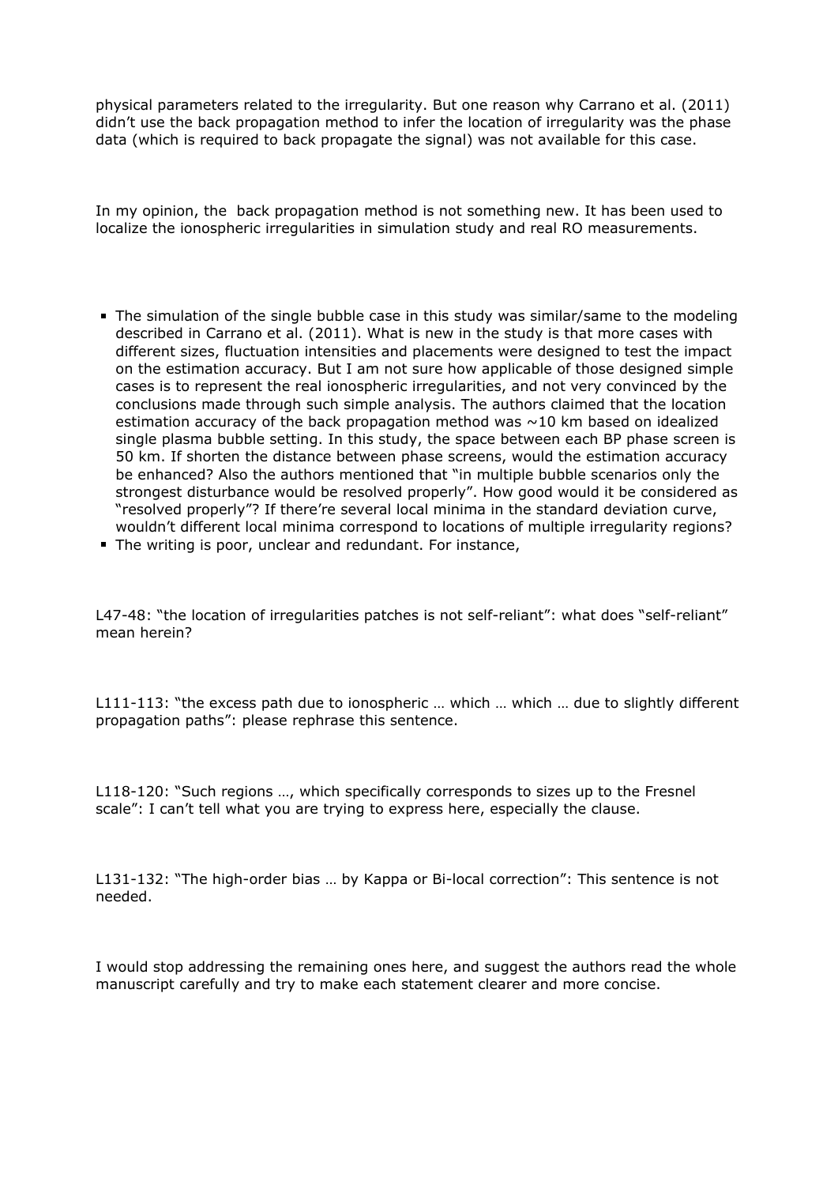physical parameters related to the irregularity. But one reason why Carrano et al. (2011) didn't use the back propagation method to infer the location of irregularity was the phase data (which is required to back propagate the signal) was not available for this case.

In my opinion, the back propagation method is not something new. It has been used to localize the ionospheric irregularities in simulation study and real RO measurements.

- The simulation of the single bubble case in this study was similar/same to the modeling described in Carrano et al. (2011). What is new in the study is that more cases with different sizes, fluctuation intensities and placements were designed to test the impact on the estimation accuracy. But I am not sure how applicable of those designed simple cases is to represent the real ionospheric irregularities, and not very convinced by the conclusions made through such simple analysis. The authors claimed that the location estimation accuracy of the back propagation method was ~10 km based on idealized single plasma bubble setting. In this study, the space between each BP phase screen is 50 km. If shorten the distance between phase screens, would the estimation accuracy be enhanced? Also the authors mentioned that "in multiple bubble scenarios only the strongest disturbance would be resolved properly". How good would it be considered as "resolved properly"? If there're several local minima in the standard deviation curve, wouldn't different local minima correspond to locations of multiple irregularity regions?
- The writing is poor, unclear and redundant. For instance,

L47-48: "the location of irregularities patches is not self-reliant": what does "self-reliant" mean herein?

L111-113: "the excess path due to ionospheric … which … which … due to slightly different propagation paths": please rephrase this sentence.

L118-120: "Such regions …, which specifically corresponds to sizes up to the Fresnel scale": I can't tell what you are trying to express here, especially the clause.

L131-132: "The high-order bias … by Kappa or Bi-local correction": This sentence is not needed.

I would stop addressing the remaining ones here, and suggest the authors read the whole manuscript carefully and try to make each statement clearer and more concise.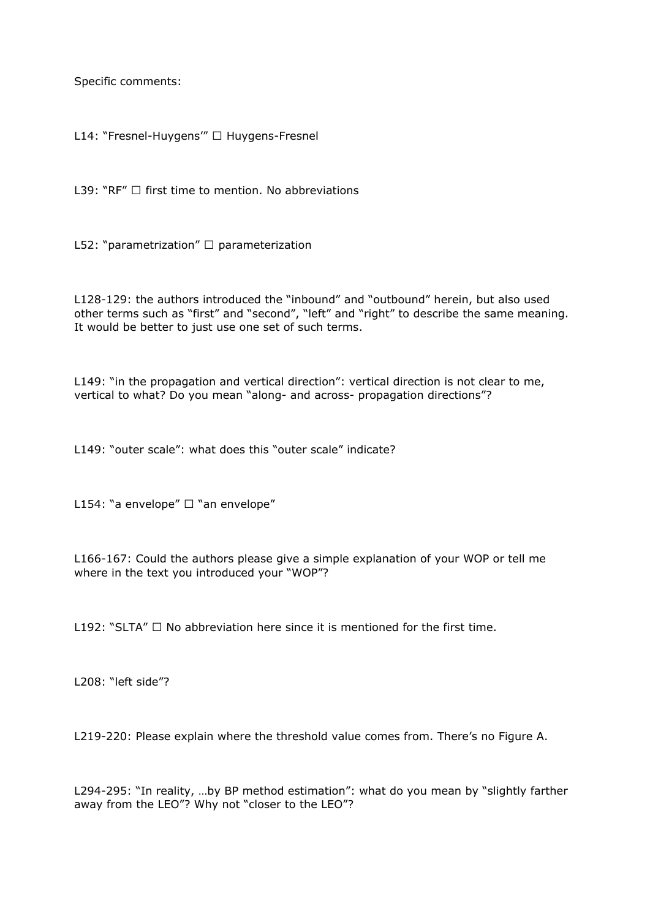Specific comments:

L14: "Fresnel-Huygens'" □ Huygens-Fresnel

L39: "RF" □ first time to mention. No abbreviations

L52: "parametrization" □ parameterization

L128-129: the authors introduced the "inbound" and "outbound" herein, but also used other terms such as "first" and "second", "left" and "right" to describe the same meaning. It would be better to just use one set of such terms.

L149: "in the propagation and vertical direction": vertical direction is not clear to me, vertical to what? Do you mean "along- and across- propagation directions"?

L149: "outer scale": what does this "outer scale" indicate?

L154: "a envelope" □ "an envelope"

L166-167: Could the authors please give a simple explanation of your WOP or tell me where in the text you introduced your "WOP"?

L192: "SLTA" □ No abbreviation here since it is mentioned for the first time.

L208: "left side"?

L219-220: Please explain where the threshold value comes from. There's no Figure A.

L294-295: "In reality, …by BP method estimation": what do you mean by "slightly farther away from the LEO"? Why not "closer to the LEO"?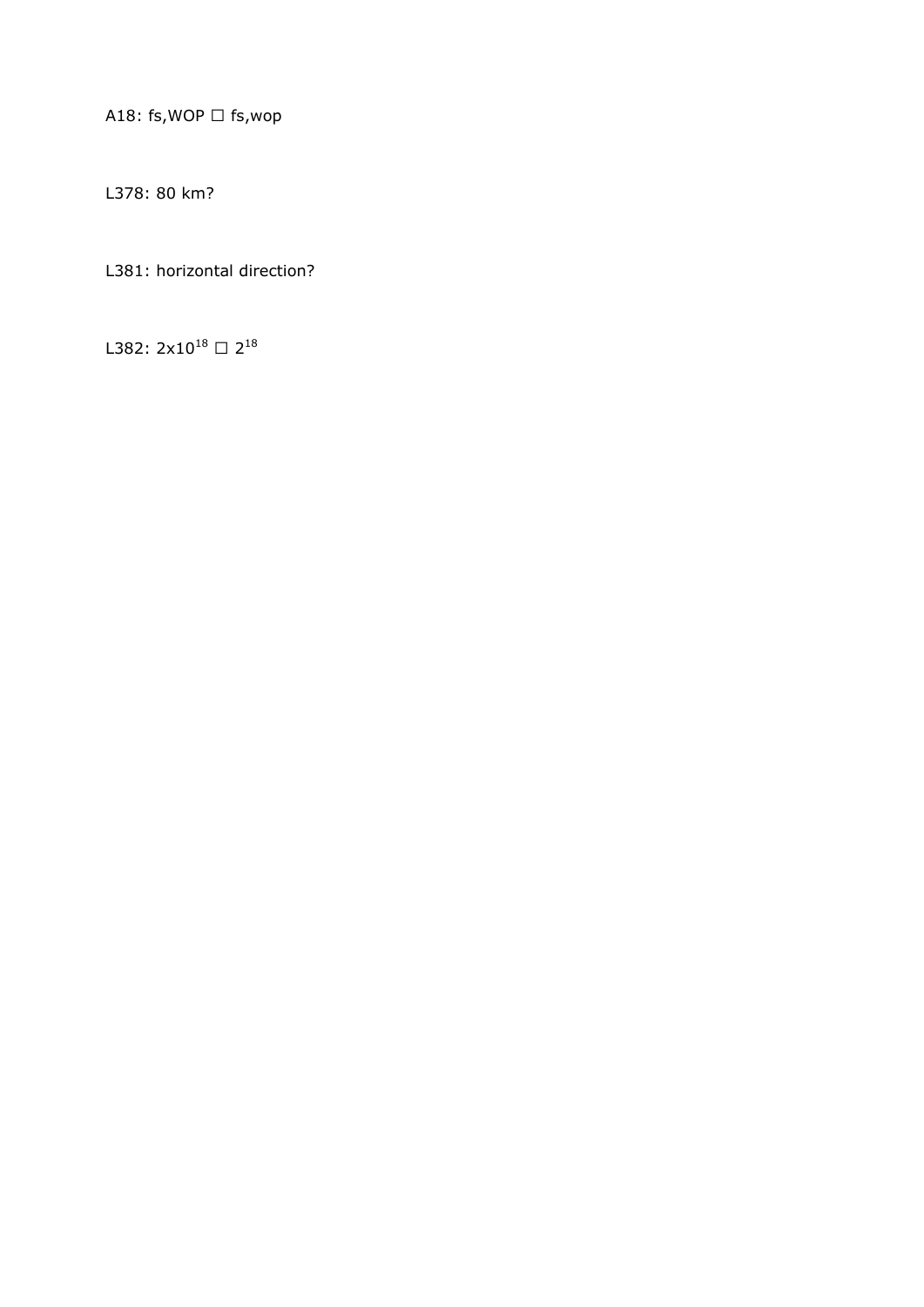A18: fs,WOP □ fs,wop

L378: 80 km?

L381: horizontal direction?

L382: $2\text{x}10^{18}$ □ $2^{18}$